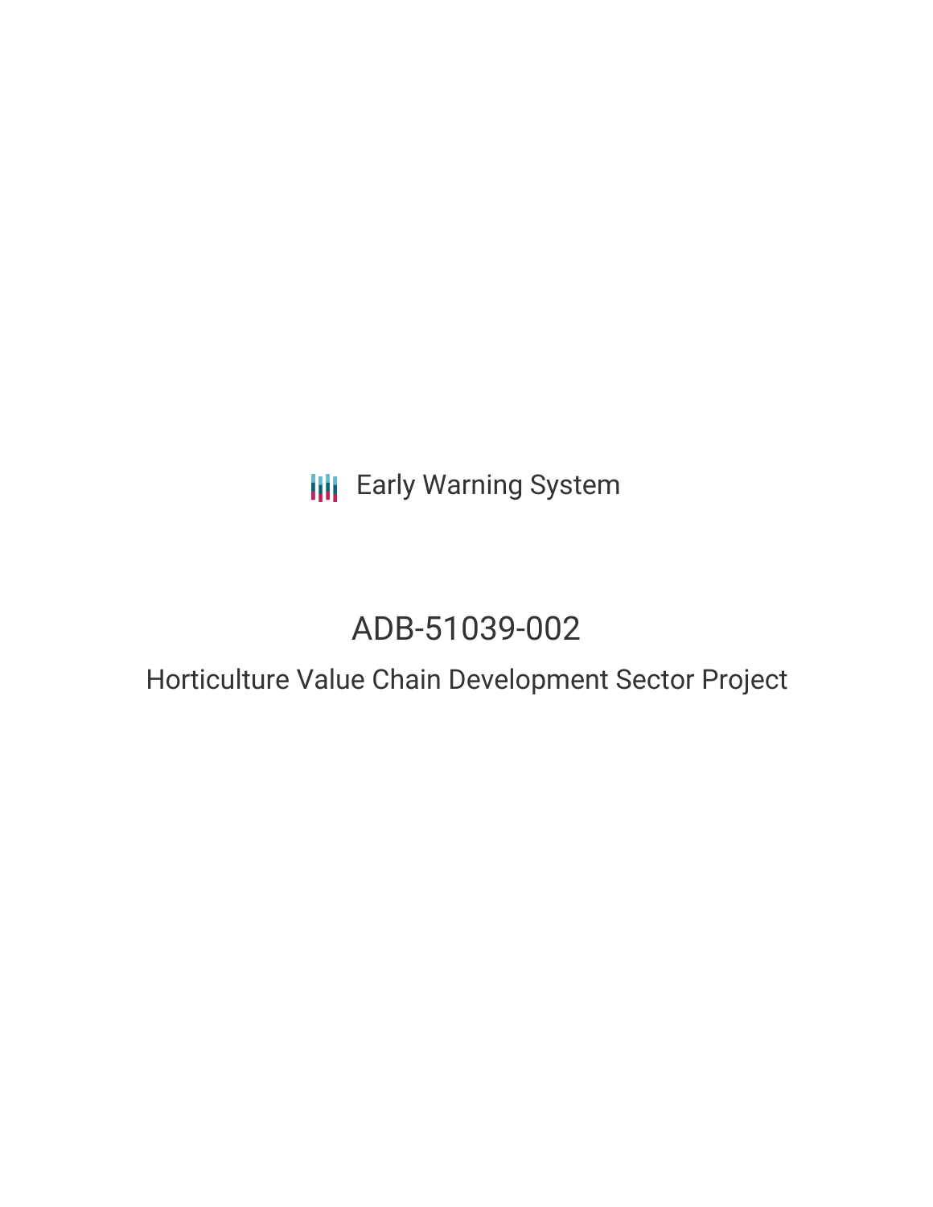Early Warning System

# ADB-51039-002

## Horticulture Value Chain Development Sector Project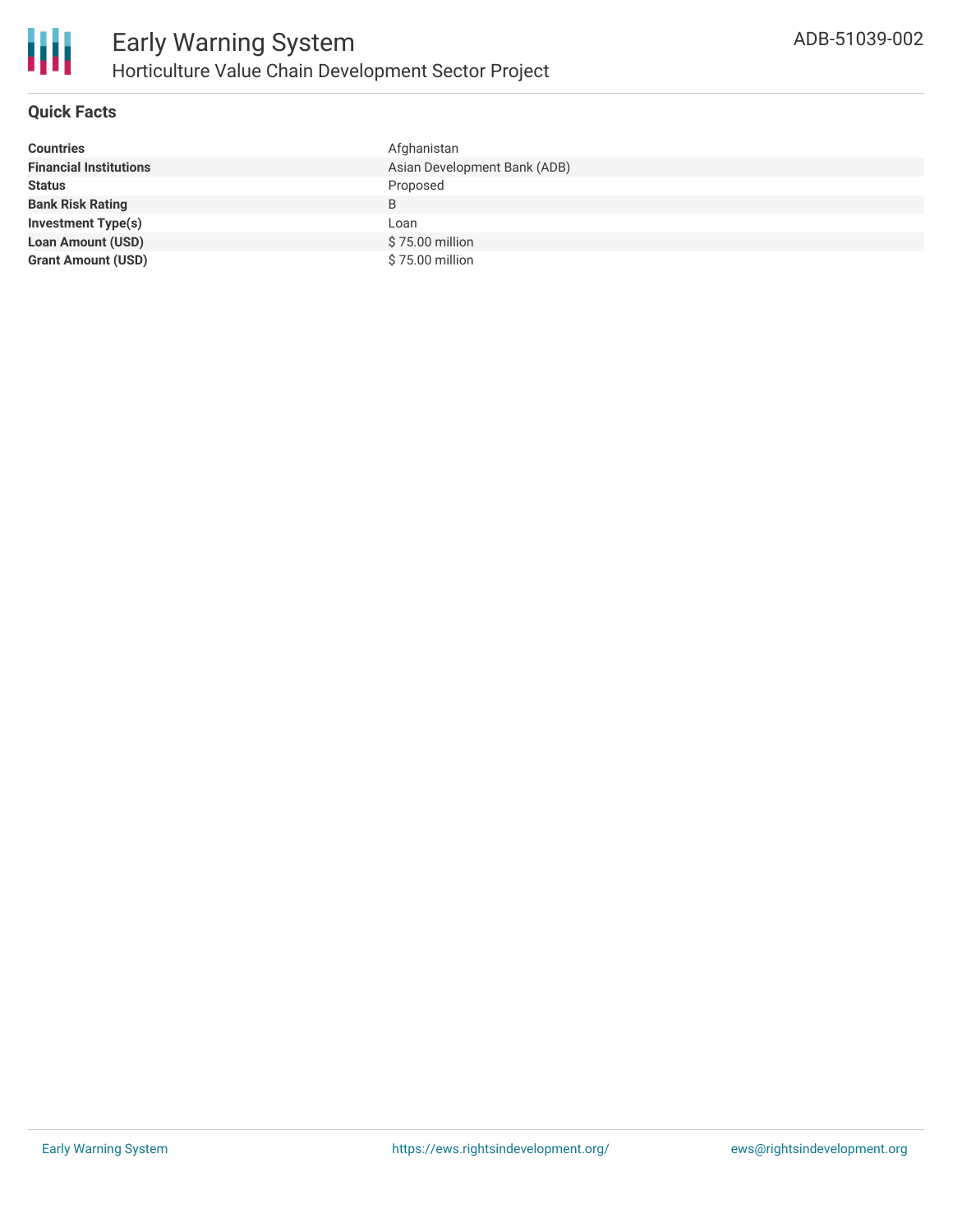## Quick Facts

| | |
|---|---|
| **Countries** | Afghanistan |
| **Financial Institutions** | Asian Development Bank (ADB) |
| **Status** | Proposed |
| **Bank Risk Rating** | B |
| **Investment Type(s)** | Loan |
| **Loan Amount (USD)** | $ 75.00 million |
| **Grant Amount (USD)** | $ 75.00 million |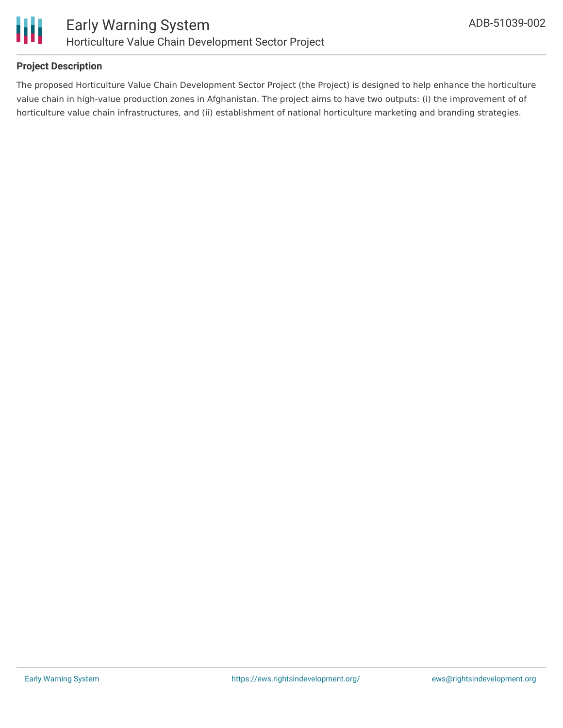**Project Description**

The proposed Horticulture Value Chain Development Sector Project (the Project) is designed to help enhance the horticulture value chain in high-value production zones in Afghanistan. The project aims to have two outputs: (i) the improvement of of horticulture value chain infrastructures, and (ii) establishment of national horticulture marketing and branding strategies.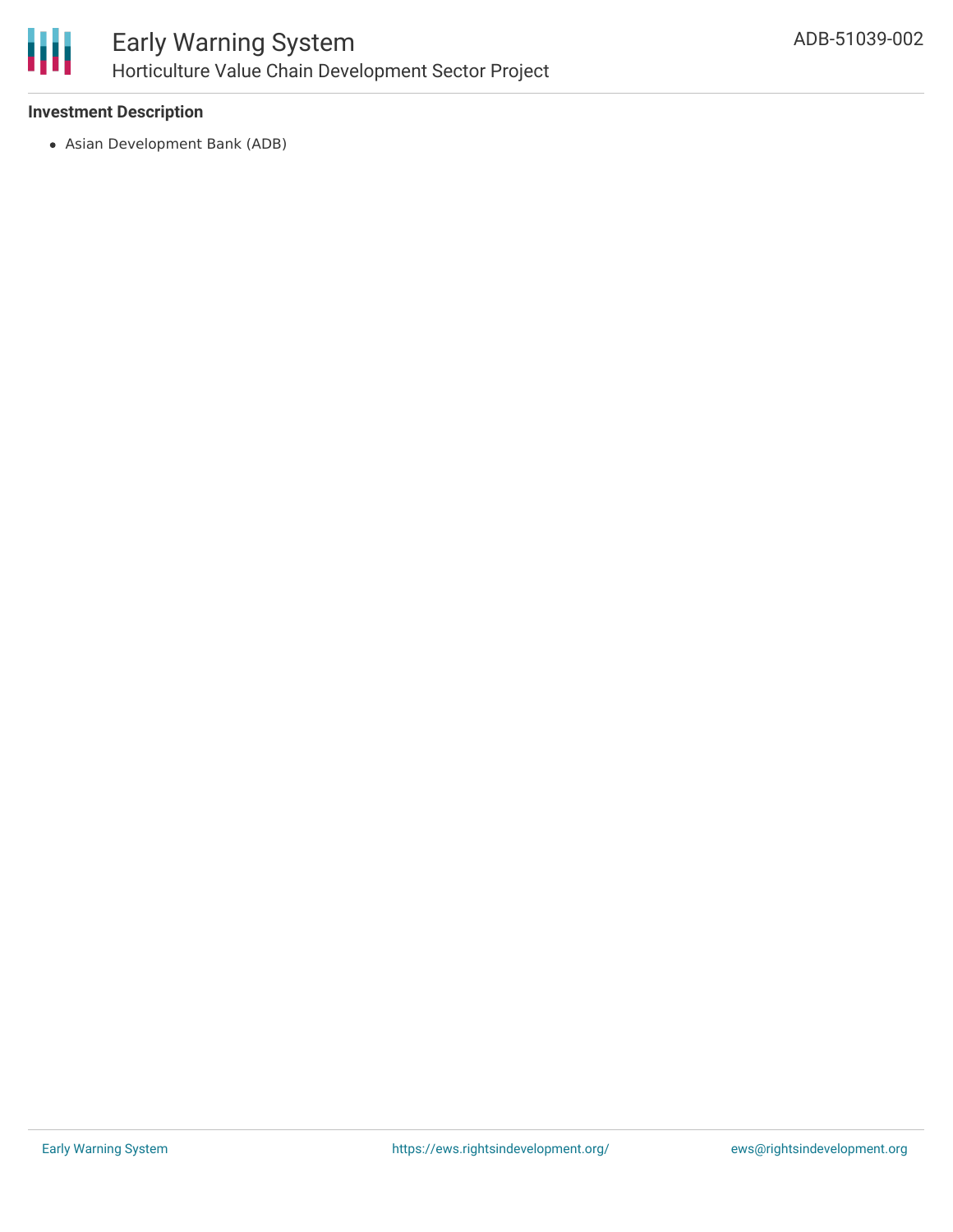**Investment Description**

- Asian Development Bank (ADB)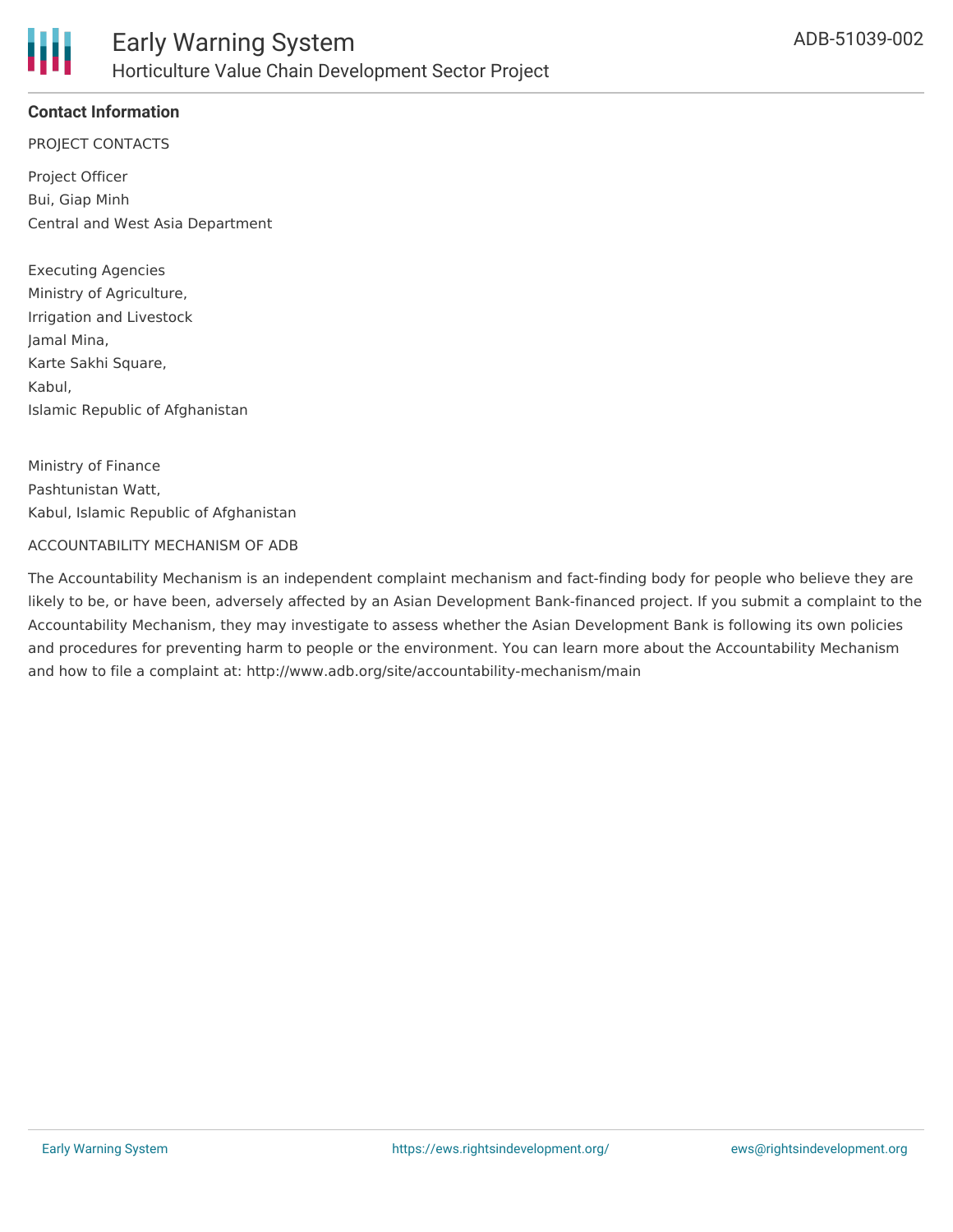## Contact Information

PROJECT CONTACTS

Project Officer
Bui, Giap Minh
Central and West Asia Department

Executing Agencies
Ministry of Agriculture,
Irrigation and Livestock
Jamal Mina,
Karte Sakhi Square,
Kabul,
Islamic Republic of Afghanistan

Ministry of Finance
Pashtunistan Watt,
Kabul, Islamic Republic of Afghanistan

ACCOUNTABILITY MECHANISM OF ADB

The Accountability Mechanism is an independent complaint mechanism and fact-finding body for people who believe they are likely to be, or have been, adversely affected by an Asian Development Bank-financed project. If you submit a complaint to the Accountability Mechanism, they may investigate to assess whether the Asian Development Bank is following its own policies and procedures for preventing harm to people or the environment. You can learn more about the Accountability Mechanism and how to file a complaint at: http://www.adb.org/site/accountability-mechanism/main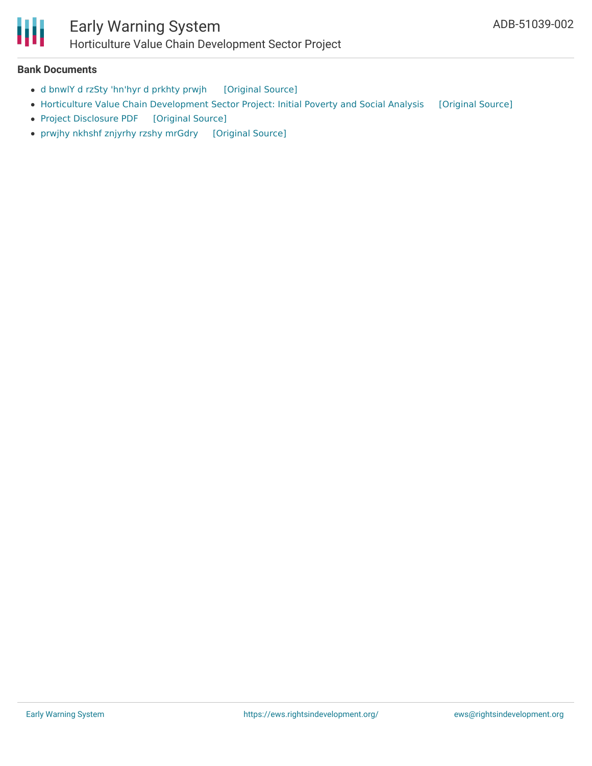## Bank Documents

- d bnwlY d rzSty 'hn'hyr d prkhty prwjh [Original Source]
- Horticulture Value Chain Development Sector Project: Initial Poverty and Social Analysis [Original Source]
- Project Disclosure PDF [Original Source]
- prwjhy nkhshf znjyrhy rzshy mrGdry [Original Source]